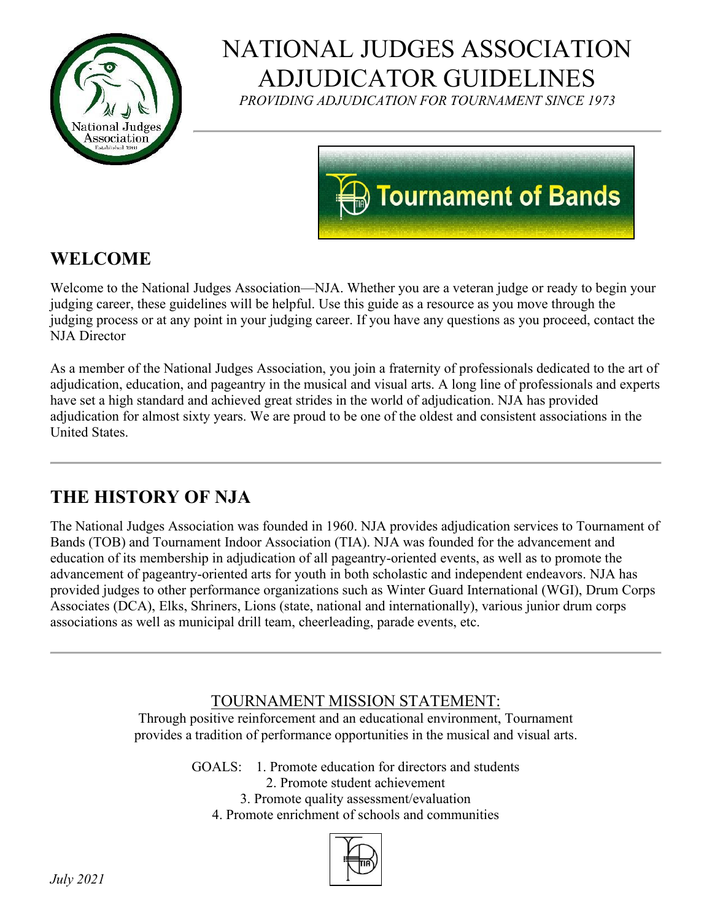# NATIONAL JUDGES ASSOCIATION ADJUDICATOR GUIDELINES

*PROVIDING ADJUDICATION FOR TOURNAMENT SINCE 1973*

## WELCOME

Welcome to the National Judges Association—NJA. Whether you are a veteran judge or ready to begin your judging career, these guidelines will be helpful. Use this guide as a resource as you move through the judging process or at any point in your judging career. If you have any questions as you proceed, contact the NJA Director

As a member of the National Judges Association, you join a fraternity of professionals dedicated to the art of adjudication, education, and pageantry in the musical and visual arts. A long line of professionals and experts have set a high standard and achieved great strides in the world of adjudication. NJA has provided adjudication for almost sixty years. We are proud to be one of the oldest and consistent associations in the United States.

## THE HISTORY OF NJA

The National Judges Association was founded in 1960. NJA provides adjudication services to Tournament of Bands (TOB) and Tournament Indoor Association (TIA). NJA was founded for the advancement and education of its membership in adjudication of all pageantry-oriented events, as well as to promote the advancement of pageantry-oriented arts for youth in both scholastic and independent endeavors. NJA has provided judges to other performance organizations such as Winter Guard International (WGI), Drum Corps Associates (DCA), Elks, Shriners, Lions (state, national and internationally), various junior drum corps associations as well as municipal drill team, cheerleading, parade events, etc.

TOURNAMENT MISSION STATEMENT:

Through positive reinforcement and an educational environment, Tournament provides a tradition of performance opportunities in the musical and visual arts.

GOALS:

1. Promote education for directors and students
2. Promote student achievement
3. Promote quality assessment/evaluation
4. Promote enrichment of schools and communities

*July 2021*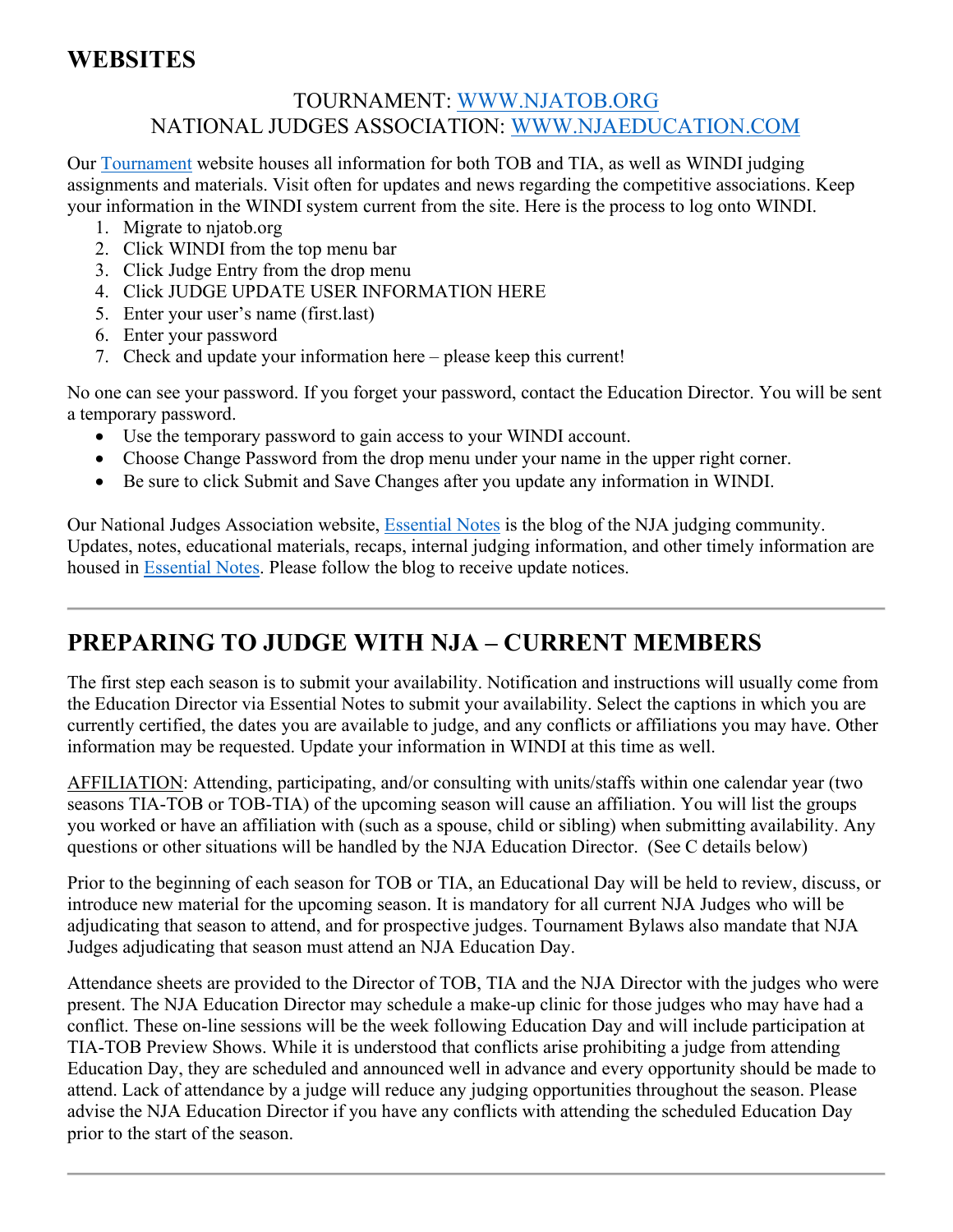## WEBSITES

TOURNAMENT: [WWW.NJATOB.ORG](http://WWW.NJATOB.ORG)
NATIONAL JUDGES ASSOCIATION: [WWW.NJAEDUCATION.COM](http://WWW.NJAEDUCATION.COM)

Our Tournament website houses all information for both TOB and TIA, as well as WINDI judging assignments and materials. Visit often for updates and news regarding the competitive associations. Keep your information in the WINDI system current from the site. Here is the process to log onto WINDI.

1. Migrate to njatob.org
2. Click WINDI from the top menu bar
3. Click Judge Entry from the drop menu
4. Click JUDGE UPDATE USER INFORMATION HERE
5. Enter your user's name (first.last)
6. Enter your password
7. Check and update your information here – please keep this current!

No one can see your password. If you forget your password, contact the Education Director. You will be sent a temporary password.

- Use the temporary password to gain access to your WINDI account.
- Choose Change Password from the drop menu under your name in the upper right corner.
- Be sure to click Submit and Save Changes after you update any information in WINDI.

Our National Judges Association website, Essential Notes is the blog of the NJA judging community. Updates, notes, educational materials, recaps, internal judging information, and other timely information are housed in Essential Notes. Please follow the blog to receive update notices.

---

## PREPARING TO JUDGE WITH NJA – CURRENT MEMBERS

The first step each season is to submit your availability. Notification and instructions will usually come from the Education Director via Essential Notes to submit your availability. Select the captions in which you are currently certified, the dates you are available to judge, and any conflicts or affiliations you may have. Other information may be requested. Update your information in WINDI at this time as well.

AFFILIATION: Attending, participating, and/or consulting with units/staffs within one calendar year (two seasons TIA-TOB or TOB-TIA) of the upcoming season will cause an affiliation. You will list the groups you worked or have an affiliation with (such as a spouse, child or sibling) when submitting availability. Any questions or other situations will be handled by the NJA Education Director. (See C details below)

Prior to the beginning of each season for TOB or TIA, an Educational Day will be held to review, discuss, or introduce new material for the upcoming season. It is mandatory for all current NJA Judges who will be adjudicating that season to attend, and for prospective judges. Tournament Bylaws also mandate that NJA Judges adjudicating that season must attend an NJA Education Day.

Attendance sheets are provided to the Director of TOB, TIA and the NJA Director with the judges who were present. The NJA Education Director may schedule a make-up clinic for those judges who may have had a conflict. These on-line sessions will be the week following Education Day and will include participation at TIA-TOB Preview Shows. While it is understood that conflicts arise prohibiting a judge from attending Education Day, they are scheduled and announced well in advance and every opportunity should be made to attend. Lack of attendance by a judge will reduce any judging opportunities throughout the season. Please advise the NJA Education Director if you have any conflicts with attending the scheduled Education Day prior to the start of the season.

---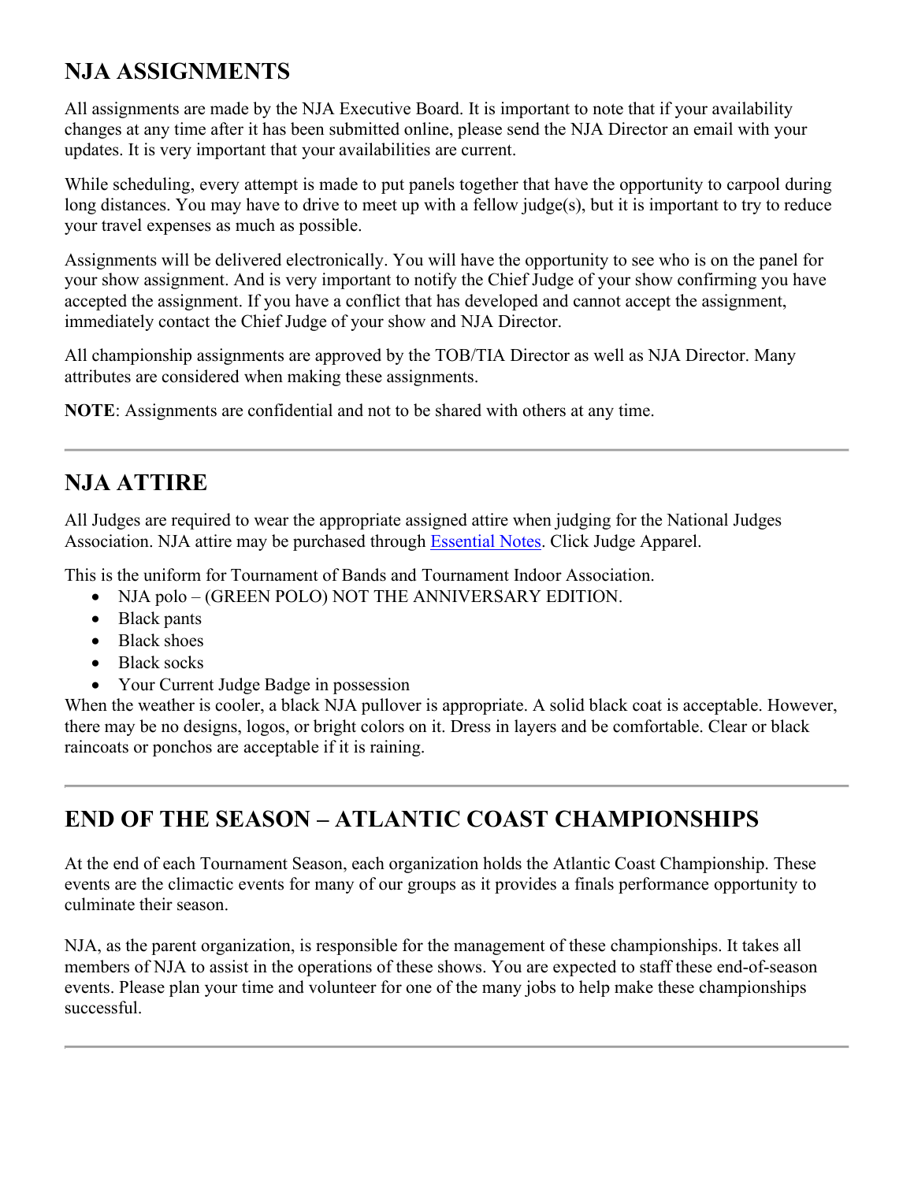## NJA ASSIGNMENTS

All assignments are made by the NJA Executive Board. It is important to note that if your availability changes at any time after it has been submitted online, please send the NJA Director an email with your updates. It is very important that your availabilities are current.

While scheduling, every attempt is made to put panels together that have the opportunity to carpool during long distances. You may have to drive to meet up with a fellow judge(s), but it is important to try to reduce your travel expenses as much as possible.

Assignments will be delivered electronically. You will have the opportunity to see who is on the panel for your show assignment. And is very important to notify the Chief Judge of your show confirming you have accepted the assignment. If you have a conflict that has developed and cannot accept the assignment, immediately contact the Chief Judge of your show and NJA Director.

All championship assignments are approved by the TOB/TIA Director as well as NJA Director. Many attributes are considered when making these assignments.

**NOTE**: Assignments are confidential and not to be shared with others at any time.

---

## NJA ATTIRE

All Judges are required to wear the appropriate assigned attire when judging for the National Judges Association. NJA attire may be purchased through Essential Notes. Click Judge Apparel.

This is the uniform for Tournament of Bands and Tournament Indoor Association.

- NJA polo – (GREEN POLO) NOT THE ANNIVERSARY EDITION.
- Black pants
- Black shoes
- Black socks
- Your Current Judge Badge in possession

When the weather is cooler, a black NJA pullover is appropriate. A solid black coat is acceptable. However, there may be no designs, logos, or bright colors on it. Dress in layers and be comfortable. Clear or black raincoats or ponchos are acceptable if it is raining.

---

## END OF THE SEASON – ATLANTIC COAST CHAMPIONSHIPS

At the end of each Tournament Season, each organization holds the Atlantic Coast Championship. These events are the climactic events for many of our groups as it provides a finals performance opportunity to culminate their season.

NJA, as the parent organization, is responsible for the management of these championships. It takes all members of NJA to assist in the operations of these shows. You are expected to staff these end-of-season events. Please plan your time and volunteer for one of the many jobs to help make these championships successful.

---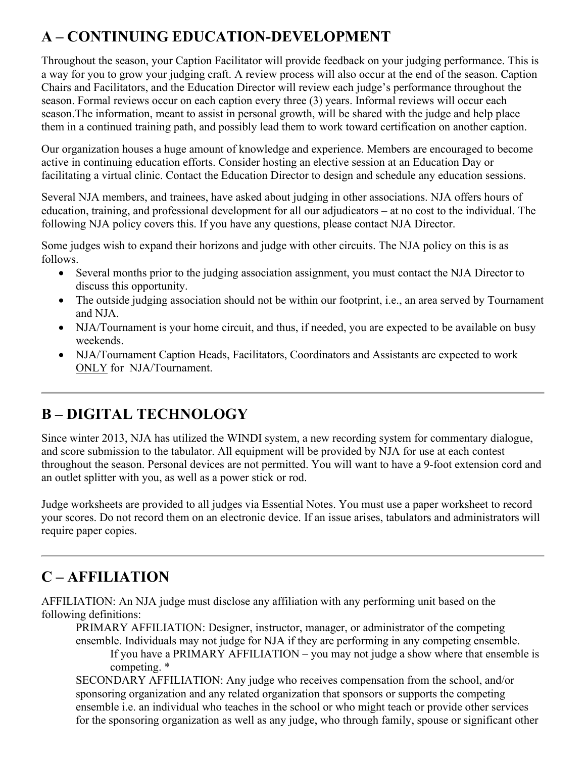## A – CONTINUING EDUCATION-DEVELOPMENT

Throughout the season, your Caption Facilitator will provide feedback on your judging performance. This is a way for you to grow your judging craft. A review process will also occur at the end of the season. Caption Chairs and Facilitators, and the Education Director will review each judge's performance throughout the season. Formal reviews occur on each caption every three (3) years. Informal reviews will occur each season.The information, meant to assist in personal growth, will be shared with the judge and help place them in a continued training path, and possibly lead them to work toward certification on another caption.

Our organization houses a huge amount of knowledge and experience. Members are encouraged to become active in continuing education efforts. Consider hosting an elective session at an Education Day or facilitating a virtual clinic. Contact the Education Director to design and schedule any education sessions.

Several NJA members, and trainees, have asked about judging in other associations. NJA offers hours of education, training, and professional development for all our adjudicators – at no cost to the individual. The following NJA policy covers this. If you have any questions, please contact NJA Director.

Some judges wish to expand their horizons and judge with other circuits. The NJA policy on this is as follows.

- Several months prior to the judging association assignment, you must contact the NJA Director to discuss this opportunity.
- The outside judging association should not be within our footprint, i.e., an area served by Tournament and NJA.
- NJA/Tournament is your home circuit, and thus, if needed, you are expected to be available on busy weekends.
- NJA/Tournament Caption Heads, Facilitators, Coordinators and Assistants are expected to work <u>ONLY</u> for NJA/Tournament.

---

## B – DIGITAL TECHNOLOGY

Since winter 2013, NJA has utilized the WINDI system, a new recording system for commentary dialogue, and score submission to the tabulator. All equipment will be provided by NJA for use at each contest throughout the season. Personal devices are not permitted. You will want to have a 9-foot extension cord and an outlet splitter with you, as well as a power stick or rod.

Judge worksheets are provided to all judges via Essential Notes. You must use a paper worksheet to record your scores. Do not record them on an electronic device. If an issue arises, tabulators and administrators will require paper copies.

---

## C – AFFILIATION

AFFILIATION: An NJA judge must disclose any affiliation with any performing unit based on the following definitions:

> PRIMARY AFFILIATION: Designer, instructor, manager, or administrator of the competing ensemble. Individuals may not judge for NJA if they are performing in any competing ensemble.
>
> > If you have a PRIMARY AFFILIATION – you may not judge a show where that ensemble is competing. *
>
> SECONDARY AFFILIATION: Any judge who receives compensation from the school, and/or sponsoring organization and any related organization that sponsors or supports the competing ensemble i.e. an individual who teaches in the school or who might teach or provide other services for the sponsoring organization as well as any judge, who through family, spouse or significant other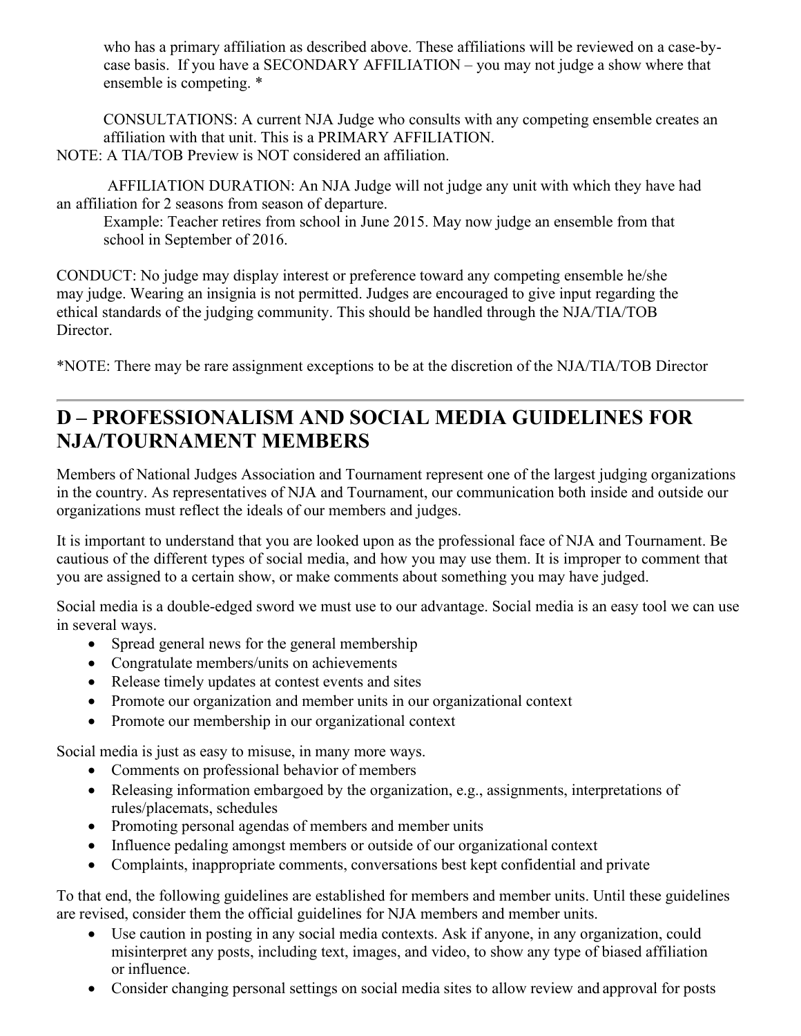who has a primary affiliation as described above. These affiliations will be reviewed on a case-by-case basis. If you have a SECONDARY AFFILIATION – you may not judge a show where that ensemble is competing. *

CONSULTATIONS: A current NJA Judge who consults with any competing ensemble creates an affiliation with that unit. This is a PRIMARY AFFILIATION.

NOTE: A TIA/TOB Preview is NOT considered an affiliation.

AFFILIATION DURATION: An NJA Judge will not judge any unit with which they have had an affiliation for 2 seasons from season of departure.

Example: Teacher retires from school in June 2015. May now judge an ensemble from that school in September of 2016.

CONDUCT: No judge may display interest or preference toward any competing ensemble he/she may judge. Wearing an insignia is not permitted. Judges are encouraged to give input regarding the ethical standards of the judging community. This should be handled through the NJA/TIA/TOB Director.

*NOTE: There may be rare assignment exceptions to be at the discretion of the NJA/TIA/TOB Director

## D – PROFESSIONALISM AND SOCIAL MEDIA GUIDELINES FOR NJA/TOURNAMENT MEMBERS

Members of National Judges Association and Tournament represent one of the largest judging organizations in the country. As representatives of NJA and Tournament, our communication both inside and outside our organizations must reflect the ideals of our members and judges.

It is important to understand that you are looked upon as the professional face of NJA and Tournament. Be cautious of the different types of social media, and how you may use them. It is improper to comment that you are assigned to a certain show, or make comments about something you may have judged.

Social media is a double-edged sword we must use to our advantage. Social media is an easy tool we can use in several ways.

- Spread general news for the general membership
- Congratulate members/units on achievements
- Release timely updates at contest events and sites
- Promote our organization and member units in our organizational context
- Promote our membership in our organizational context

Social media is just as easy to misuse, in many more ways.

- Comments on professional behavior of members
- Releasing information embargoed by the organization, e.g., assignments, interpretations of rules/placemats, schedules
- Promoting personal agendas of members and member units
- Influence pedaling amongst members or outside of our organizational context
- Complaints, inappropriate comments, conversations best kept confidential and private

To that end, the following guidelines are established for members and member units. Until these guidelines are revised, consider them the official guidelines for NJA members and member units.

- Use caution in posting in any social media contexts. Ask if anyone, in any organization, could misinterpret any posts, including text, images, and video, to show any type of biased affiliation or influence.
- Consider changing personal settings on social media sites to allow review and approval for posts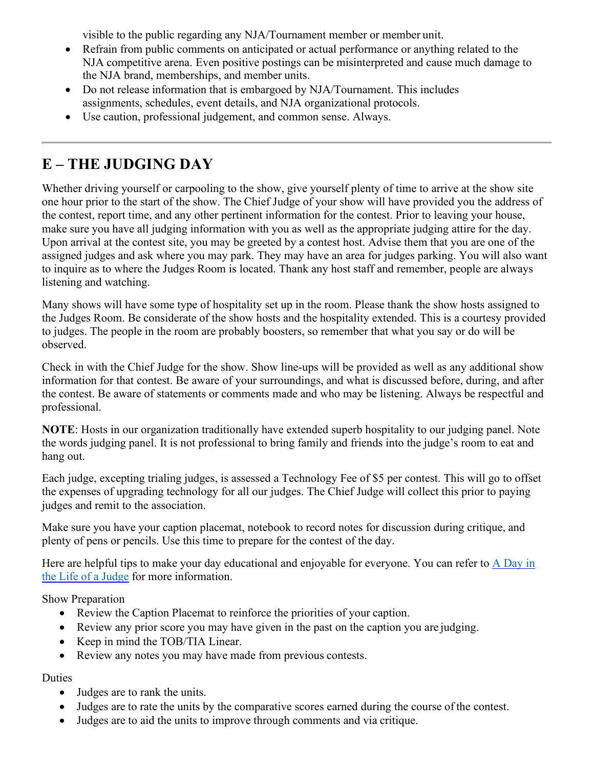visible to the public regarding any NJA/Tournament member or member unit.

- Refrain from public comments on anticipated or actual performance or anything related to the NJA competitive arena. Even positive postings can be misinterpreted and cause much damage to the NJA brand, memberships, and member units.
- Do not release information that is embargoed by NJA/Tournament. This includes assignments, schedules, event details, and NJA organizational protocols.
- Use caution, professional judgement, and common sense. Always.

---

## E – THE JUDGING DAY

Whether driving yourself or carpooling to the show, give yourself plenty of time to arrive at the show site one hour prior to the start of the show. The Chief Judge of your show will have provided you the address of the contest, report time, and any other pertinent information for the contest. Prior to leaving your house, make sure you have all judging information with you as well as the appropriate judging attire for the day. Upon arrival at the contest site, you may be greeted by a contest host. Advise them that you are one of the assigned judges and ask where you may park. They may have an area for judges parking. You will also want to inquire as to where the Judges Room is located. Thank any host staff and remember, people are always listening and watching.

Many shows will have some type of hospitality set up in the room. Please thank the show hosts assigned to the Judges Room. Be considerate of the show hosts and the hospitality extended. This is a courtesy provided to judges. The people in the room are probably boosters, so remember that what you say or do will be observed.

Check in with the Chief Judge for the show. Show line-ups will be provided as well as any additional show information for that contest. Be aware of your surroundings, and what is discussed before, during, and after the contest. Be aware of statements or comments made and who may be listening. Always be respectful and professional.

**NOTE**: Hosts in our organization traditionally have extended superb hospitality to our judging panel. Note the words judging panel. It is not professional to bring family and friends into the judge's room to eat and hang out.

Each judge, excepting trialing judges, is assessed a Technology Fee of $5 per contest. This will go to offset the expenses of upgrading technology for all our judges. The Chief Judge will collect this prior to paying judges and remit to the association.

Make sure you have your caption placemat, notebook to record notes for discussion during critique, and plenty of pens or pencils. Use this time to prepare for the contest of the day.

Here are helpful tips to make your day educational and enjoyable for everyone. You can refer to [A Day in the Life of a Judge]() for more information.

Show Preparation

- Review the Caption Placemat to reinforce the priorities of your caption.
- Review any prior score you may have given in the past on the caption you are judging.
- Keep in mind the TOB/TIA Linear.
- Review any notes you may have made from previous contests.

Duties

- Judges are to rank the units.
- Judges are to rate the units by the comparative scores earned during the course of the contest.
- Judges are to aid the units to improve through comments and via critique.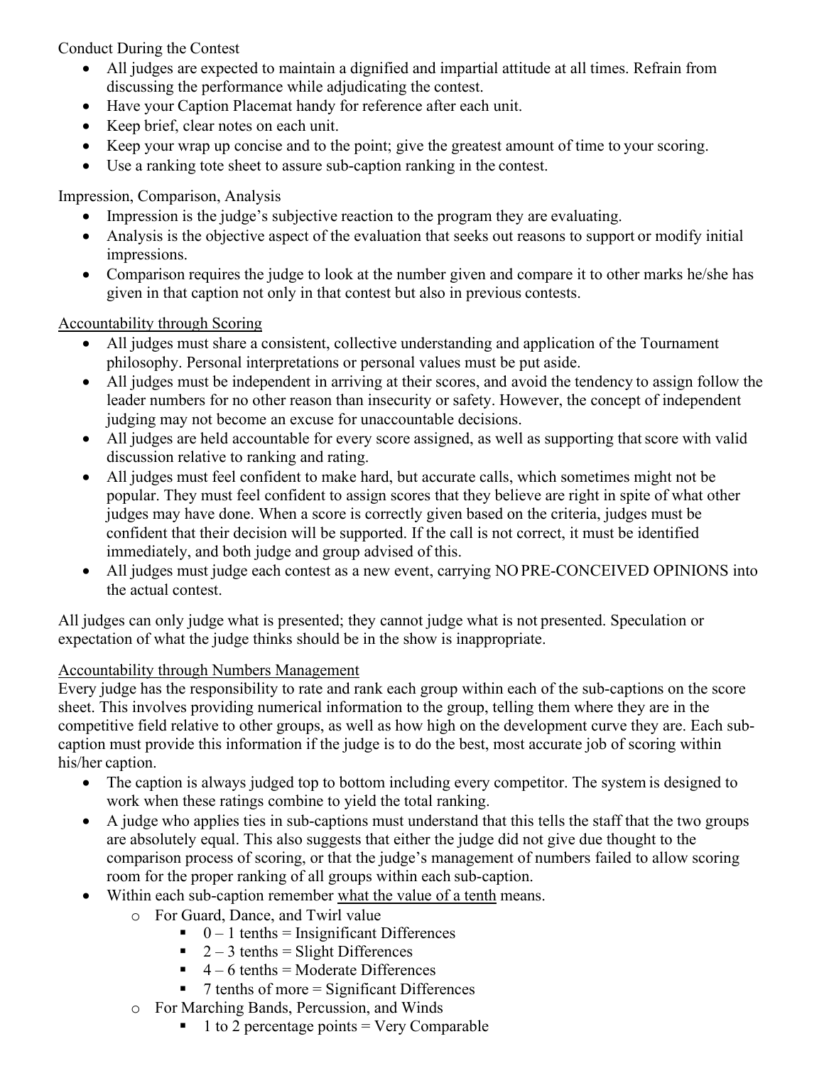Conduct During the Contest

- All judges are expected to maintain a dignified and impartial attitude at all times. Refrain from discussing the performance while adjudicating the contest.
- Have your Caption Placemat handy for reference after each unit.
- Keep brief, clear notes on each unit.
- Keep your wrap up concise and to the point; give the greatest amount of time to your scoring.
- Use a ranking tote sheet to assure sub-caption ranking in the contest.

Impression, Comparison, Analysis

- Impression is the judge's subjective reaction to the program they are evaluating.
- Analysis is the objective aspect of the evaluation that seeks out reasons to support or modify initial impressions.
- Comparison requires the judge to look at the number given and compare it to other marks he/she has given in that caption not only in that contest but also in previous contests.

<u>Accountability through Scoring</u>

- All judges must share a consistent, collective understanding and application of the Tournament philosophy. Personal interpretations or personal values must be put aside.
- All judges must be independent in arriving at their scores, and avoid the tendency to assign follow the leader numbers for no other reason than insecurity or safety. However, the concept of independent judging may not become an excuse for unaccountable decisions.
- All judges are held accountable for every score assigned, as well as supporting that score with valid discussion relative to ranking and rating.
- All judges must feel confident to make hard, but accurate calls, which sometimes might not be popular. They must feel confident to assign scores that they believe are right in spite of what other judges may have done. When a score is correctly given based on the criteria, judges must be confident that their decision will be supported. If the call is not correct, it must be identified immediately, and both judge and group advised of this.
- All judges must judge each contest as a new event, carrying NO PRE-CONCEIVED OPINIONS into the actual contest.

All judges can only judge what is presented; they cannot judge what is not presented. Speculation or expectation of what the judge thinks should be in the show is inappropriate.

<u>Accountability through Numbers Management</u>

Every judge has the responsibility to rate and rank each group within each of the sub-captions on the score sheet. This involves providing numerical information to the group, telling them where they are in the competitive field relative to other groups, as well as how high on the development curve they are. Each sub-caption must provide this information if the judge is to do the best, most accurate job of scoring within his/her caption.

- The caption is always judged top to bottom including every competitor. The system is designed to work when these ratings combine to yield the total ranking.
- A judge who applies ties in sub-captions must understand that this tells the staff that the two groups are absolutely equal. This also suggests that either the judge did not give due thought to the comparison process of scoring, or that the judge's management of numbers failed to allow scoring room for the proper ranking of all groups within each sub-caption.
- Within each sub-caption remember <u>what the value of a tenth</u> means.
  - For Guard, Dance, and Twirl value
    - 0 – 1 tenths = Insignificant Differences
    - 2 – 3 tenths = Slight Differences
    - 4 – 6 tenths = Moderate Differences
    - 7 tenths of more = Significant Differences
  - For Marching Bands, Percussion, and Winds
    - 1 to 2 percentage points = Very Comparable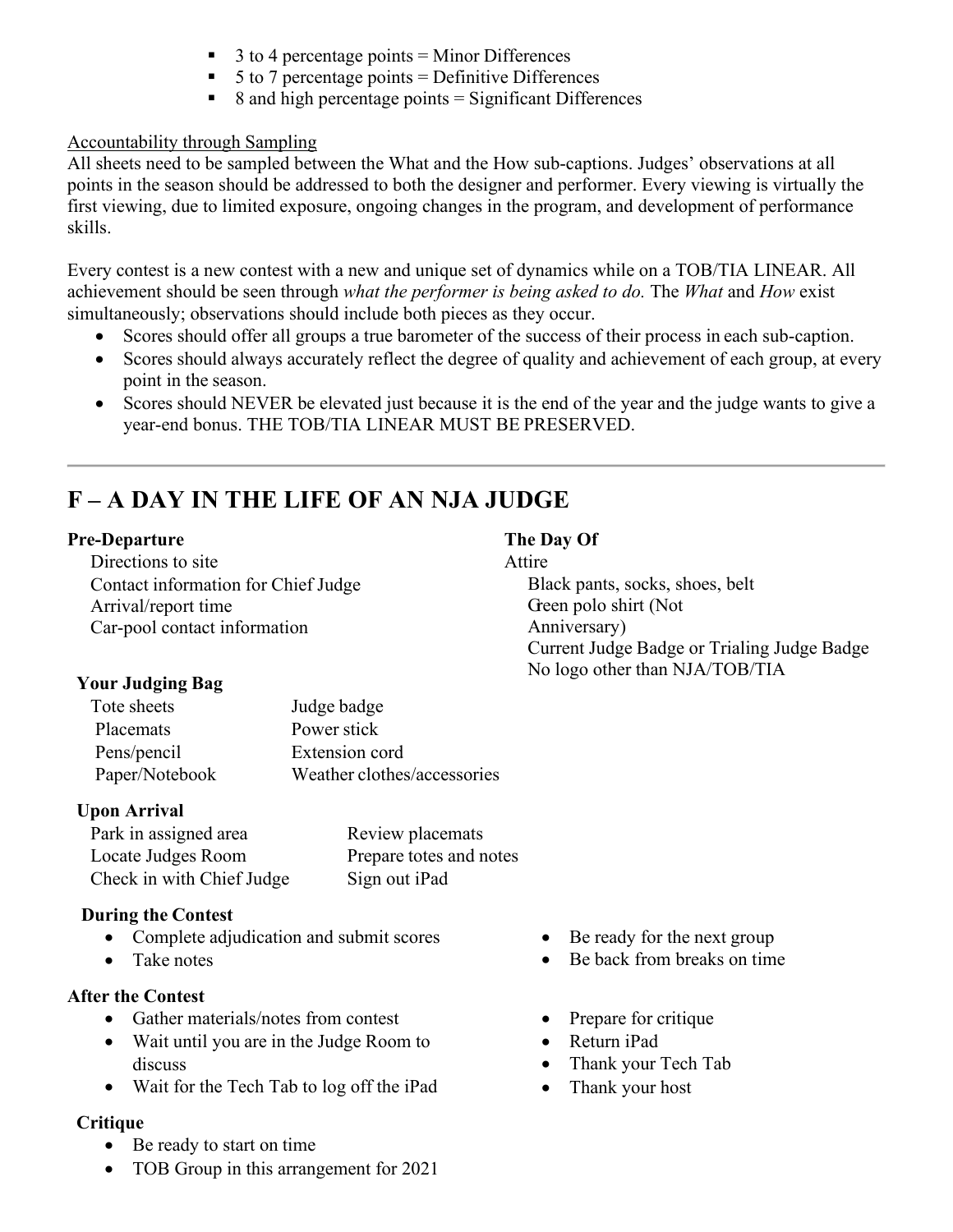- 3 to 4 percentage points = Minor Differences
- 5 to 7 percentage points = Definitive Differences
- 8 and high percentage points = Significant Differences

Accountability through Sampling

All sheets need to be sampled between the What and the How sub-captions. Judges' observations at all points in the season should be addressed to both the designer and performer. Every viewing is virtually the first viewing, due to limited exposure, ongoing changes in the program, and development of performance skills.

Every contest is a new contest with a new and unique set of dynamics while on a TOB/TIA LINEAR. All achievement should be seen through *what the performer is being asked to do.* The *What* and *How* exist simultaneously; observations should include both pieces as they occur.

- Scores should offer all groups a true barometer of the success of their process in each sub-caption.
- Scores should always accurately reflect the degree of quality and achievement of each group, at every point in the season.
- Scores should NEVER be elevated just because it is the end of the year and the judge wants to give a year-end bonus. THE TOB/TIA LINEAR MUST BE PRESERVED.

---

## F – A DAY IN THE LIFE OF AN NJA JUDGE

**Pre-Departure**

- Directions to site
- Contact information for Chief Judge
- Arrival/report time
- Car-pool contact information

**The Day Of**

Attire

- Black pants, socks, shoes, belt
- Green polo shirt (Not Anniversary)
- Current Judge Badge or Trialing Judge Badge
- No logo other than NJA/TOB/TIA

**Your Judging Bag**

- Tote sheets
- Placemats
- Pens/pencil
- Paper/Notebook
- Judge badge
- Power stick
- Extension cord
- Weather clothes/accessories

**Upon Arrival**

- Park in assigned area
- Locate Judges Room
- Check in with Chief Judge
- Review placemats
- Prepare totes and notes
- Sign out iPad

**During the Contest**

- Complete adjudication and submit scores
- Take notes
- Be ready for the next group
- Be back from breaks on time

**After the Contest**

- Gather materials/notes from contest
- Wait until you are in the Judge Room to discuss
- Wait for the Tech Tab to log off the iPad
- Prepare for critique
- Return iPad
- Thank your Tech Tab
- Thank your host

**Critique**

- Be ready to start on time
- TOB Group in this arrangement for 2021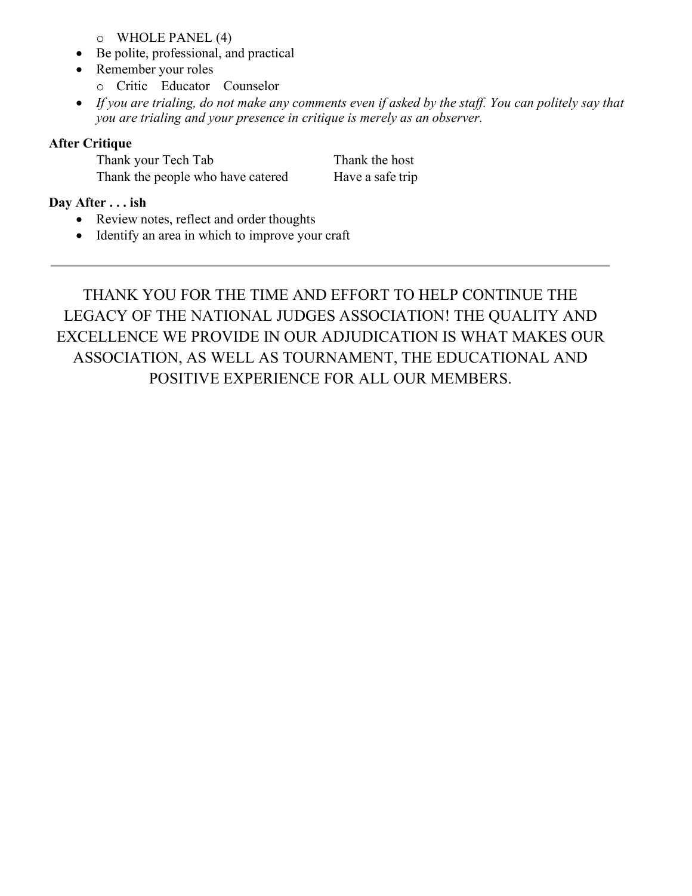- WHOLE PANEL (4)
- Be polite, professional, and practical
- Remember your roles
  - Critic  Educator  Counselor
- *If you are trialing, do not make any comments even if asked by the staff. You can politely say that you are trialing and your presence in critique is merely as an observer.*

**After Critique**

Thank your Tech Tab

Thank the people who have catered

Thank the host

Have a safe trip

**Day After . . . ish**

- Review notes, reflect and order thoughts
- Identify an area in which to improve your craft

---

THANK YOU FOR THE TIME AND EFFORT TO HELP CONTINUE THE LEGACY OF THE NATIONAL JUDGES ASSOCIATION! THE QUALITY AND EXCELLENCE WE PROVIDE IN OUR ADJUDICATION IS WHAT MAKES OUR ASSOCIATION, AS WELL AS TOURNAMENT, THE EDUCATIONAL AND POSITIVE EXPERIENCE FOR ALL OUR MEMBERS.